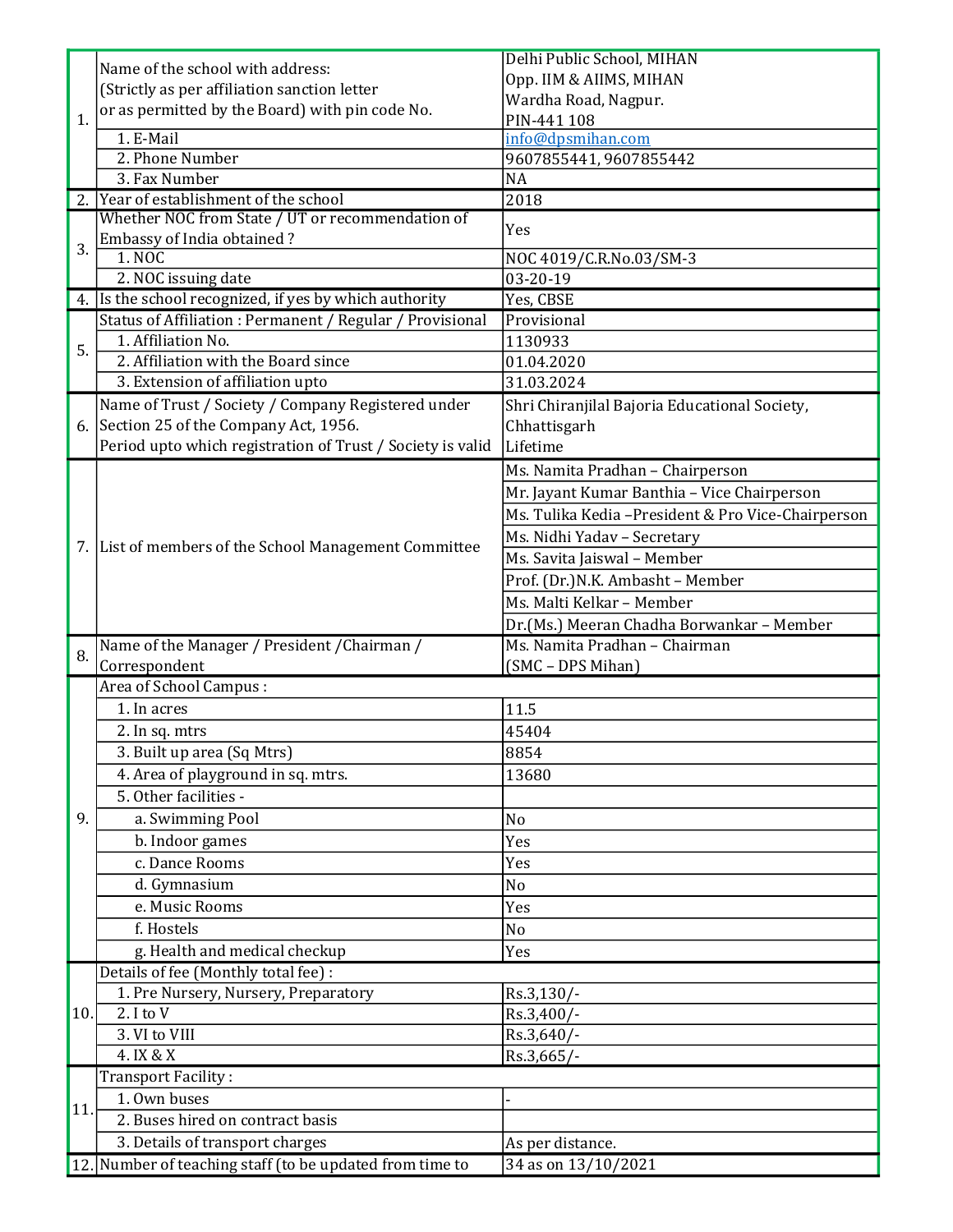| | | |
|---|---|---|
| 1. | Name of the school with address: (Strictly as per affiliation sanction letter or as permitted by the Board) with pin code No. | Delhi Public School, MIHAN Opp. IIM & AIIMS, MIHAN Wardha Road, Nagpur. PIN-441 108 |
| | 1. E-Mail | info@dpsmihan.com |
| | 2. Phone Number | 9607855441, 9607855442 |
| | 3. Fax Number | NA |
| 2. | Year of establishment of the school | 2018 |
| 3. | Whether NOC from State / UT or recommendation of Embassy of India obtained ? | Yes |
| | 1. NOC | NOC 4019/C.R.No.03/SM-3 |
| | 2. NOC issuing date | 03-20-19 |
| 4. | Is the school recognized, if yes by which authority | Yes, CBSE |
| 5. | Status of Affiliation : Permanent / Regular / Provisional | Provisional |
| | 1. Affiliation No. | 1130933 |
| | 2. Affiliation with the Board since | 01.04.2020 |
| | 3. Extension of affiliation upto | 31.03.2024 |
| 6. | Name of Trust / Society / Company Registered under Section 25 of the Company Act, 1956. Period upto which registration of Trust / Society is valid | Shri Chiranjilal Bajoria Educational Society, Chhattisgarh Lifetime |
| 7. | List of members of the School Management Committee | Ms. Namita Pradhan – Chairperson |
| | | Mr. Jayant Kumar Banthia – Vice Chairperson |
| | | Ms. Tulika Kedia –President & Pro Vice-Chairperson |
| | | Ms. Nidhi Yadav – Secretary |
| | | Ms. Savita Jaiswal – Member |
| | | Prof. (Dr.)N.K. Ambasht – Member |
| | | Ms. Malti Kelkar – Member |
| | | Dr.(Ms.) Meeran Chadha Borwankar – Member |
| 8. | Name of the Manager / President /Chairman / Correspondent | Ms. Namita Pradhan – Chairman (SMC – DPS Mihan) |
| 9. | Area of School Campus : | |
| | 1. In acres | 11.5 |
| | 2. In sq. mtrs | 45404 |
| | 3. Built up area (Sq Mtrs) | 8854 |
| | 4. Area of playground in sq. mtrs. | 13680 |
| | 5. Other facilities - | |
| | a. Swimming Pool | No |
| | b. Indoor games | Yes |
| | c. Dance Rooms | Yes |
| | d. Gymnasium | No |
| | e. Music Rooms | Yes |
| | f. Hostels | No |
| | g. Health and medical checkup | Yes |
| 10. | Details of fee (Monthly total fee) : | |
| | 1. Pre Nursery, Nursery, Preparatory | Rs.3,130/- |
| | 2. I to V | Rs.3,400/- |
| | 3. VI to VIII | Rs.3,640/- |
| | 4. IX & X | Rs.3,665/- |
| 11. | Transport Facility : | |
| | 1. Own buses | - |
| | 2. Buses hired on contract basis | |
| | 3. Details of transport charges | As per distance. |
| 12. | Number of teaching staff (to be updated from time to | 34 as on 13/10/2021 |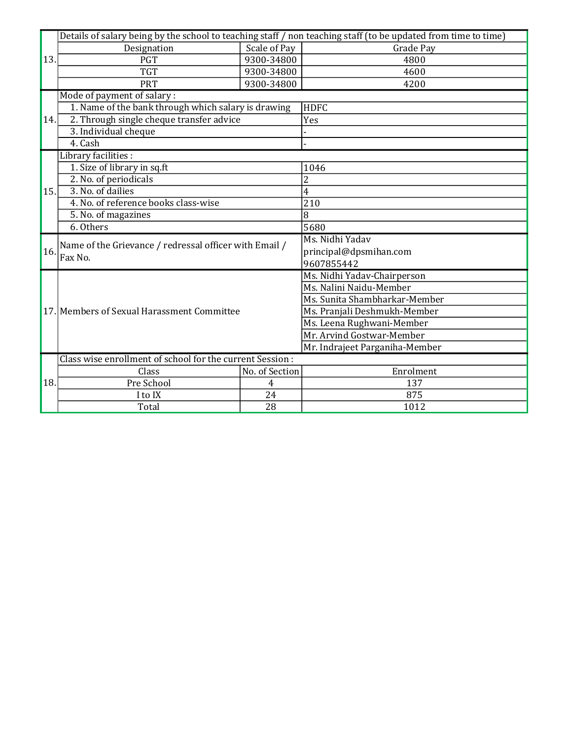| | | | |
|---|---|---|---|
| 13. | Details of salary being by the school to teaching staff / non teaching staff (to be updated from time to time) | | |
| | Designation | Scale of Pay | Grade Pay |
| | PGT | 9300-34800 | 4800 |
| | TGT | 9300-34800 | 4600 |
| | PRT | 9300-34800 | 4200 |
| 14. | Mode of payment of salary : | | |
| | 1. Name of the bank through which salary is drawing | | HDFC |
| | 2. Through single cheque transfer advice | | Yes |
| | 3. Individual cheque | | - |
| | 4. Cash | | - |
| 15. | Library facilities : | | |
| | 1. Size of library in sq.ft | | 1046 |
| | 2. No. of periodicals | | 2 |
| | 3. No. of dailies | | 4 |
| | 4. No. of reference books class-wise | | 210 |
| | 5. No. of magazines | | 8 |
| | 6. Others | | 5680 |
| 16. | Name of the Grievance / redressal officer with Email / Fax No. | | Ms. Nidhi Yadav<br>principal@dpsmihan.com<br>9607855442 |
| 17. | Members of Sexual Harassment Committee | | Ms. Nidhi Yadav-Chairperson |
| | | | Ms. Nalini Naidu-Member |
| | | | Ms. Sunita Shambharkar-Member |
| | | | Ms. Pranjali Deshmukh-Member |
| | | | Ms. Leena Rughwani-Member |
| | | | Mr. Arvind Gostwar-Member |
| | | | Mr. Indrajeet Parganiha-Member |
| 18. | Class wise enrollment of school for the current Session : | | |
| | Class | No. of Section | Enrolment |
| | Pre School | 4 | 137 |
| | I to IX | 24 | 875 |
| | Total | 28 | 1012 |